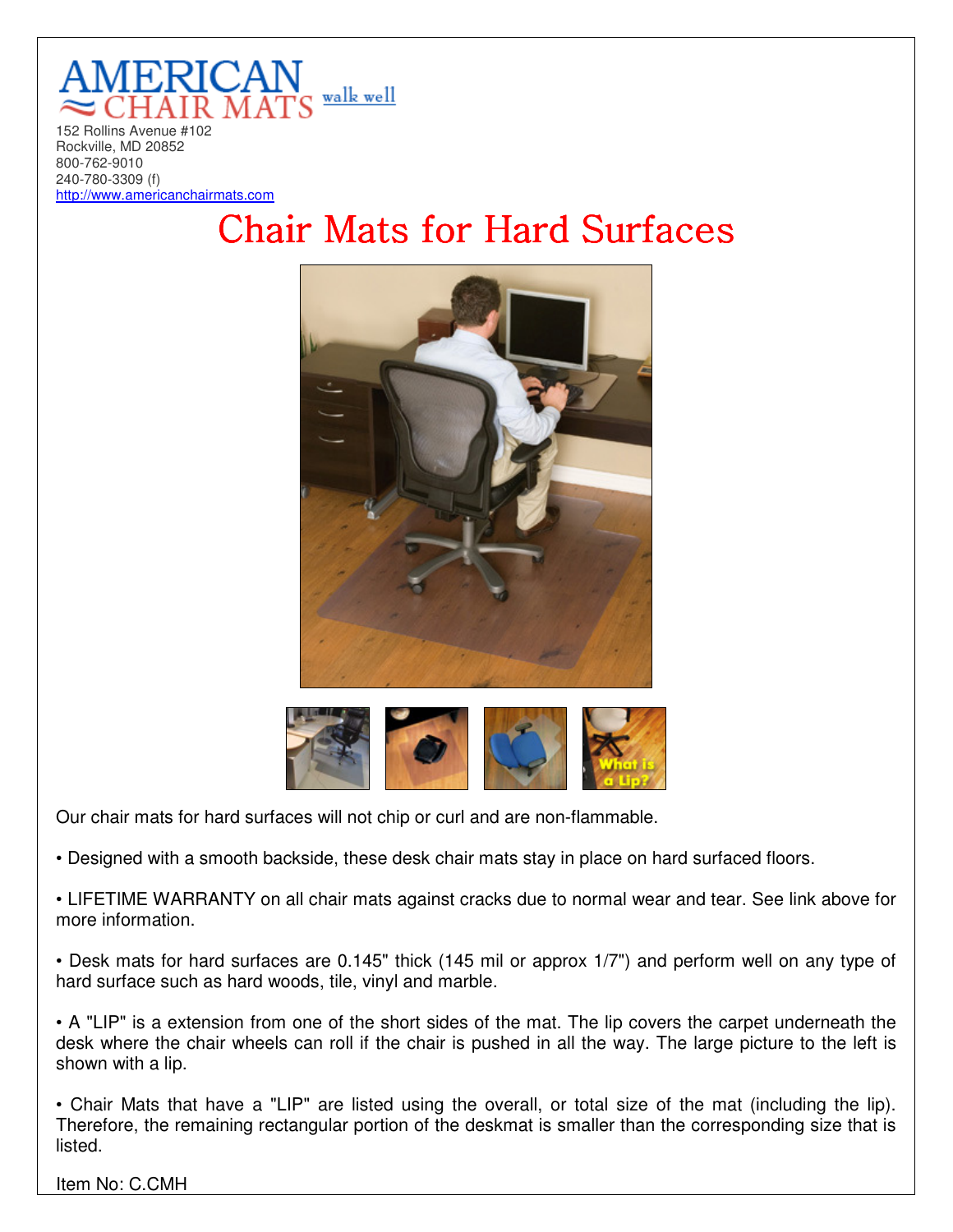AMERICAN CHAIR MATS walk well

152 Rollins Avenue #102
Rockville, MD 20852
800-762-9010
240-780-3309 (f)
http://www.americanchairmats.com

# Chair Mats for Hard Surfaces

Our chair mats for hard surfaces will not chip or curl and are non-flammable.

• Designed with a smooth backside, these desk chair mats stay in place on hard surfaced floors.

• LIFETIME WARRANTY on all chair mats against cracks due to normal wear and tear. See link above for more information.

• Desk mats for hard surfaces are 0.145" thick (145 mil or approx 1/7") and perform well on any type of hard surface such as hard woods, tile, vinyl and marble.

• A "LIP" is a extension from one of the short sides of the mat. The lip covers the carpet underneath the desk where the chair wheels can roll if the chair is pushed in all the way. The large picture to the left is shown with a lip.

• Chair Mats that have a "LIP" are listed using the overall, or total size of the mat (including the lip). Therefore, the remaining rectangular portion of the deskmat is smaller than the corresponding size that is listed.

Item No: C.CMH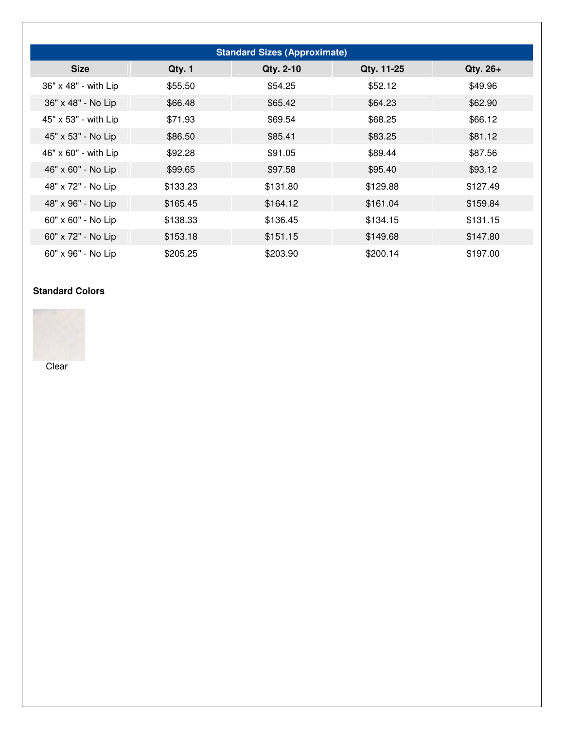| Standard Sizes (Approximate) | | | | |
|---|---|---|---|---|
| **Size** | **Qty. 1** | **Qty. 2-10** | **Qty. 11-25** | **Qty. 26+** |
| 36" x 48" - with Lip | $55.50 | $54.25 | $52.12 | $49.96 |
| 36" x 48" - No Lip | $66.48 | $65.42 | $64.23 | $62.90 |
| 45" x 53" - with Lip | $71.93 | $69.54 | $68.25 | $66.12 |
| 45" x 53" - No Lip | $86.50 | $85.41 | $83.25 | $81.12 |
| 46" x 60" - with Lip | $92.28 | $91.05 | $89.44 | $87.56 |
| 46" x 60" - No Lip | $99.65 | $97.58 | $95.40 | $93.12 |
| 48" x 72" - No Lip | $133.23 | $131.80 | $129.88 | $127.49 |
| 48" x 96" - No Lip | $165.45 | $164.12 | $161.04 | $159.84 |
| 60" x 60" - No Lip | $138.33 | $136.45 | $134.15 | $131.15 |
| 60" x 72" - No Lip | $153.18 | $151.15 | $149.68 | $147.80 |
| 60" x 96" - No Lip | $205.25 | $203.90 | $200.14 | $197.00 |

**Standard Colors**

Clear